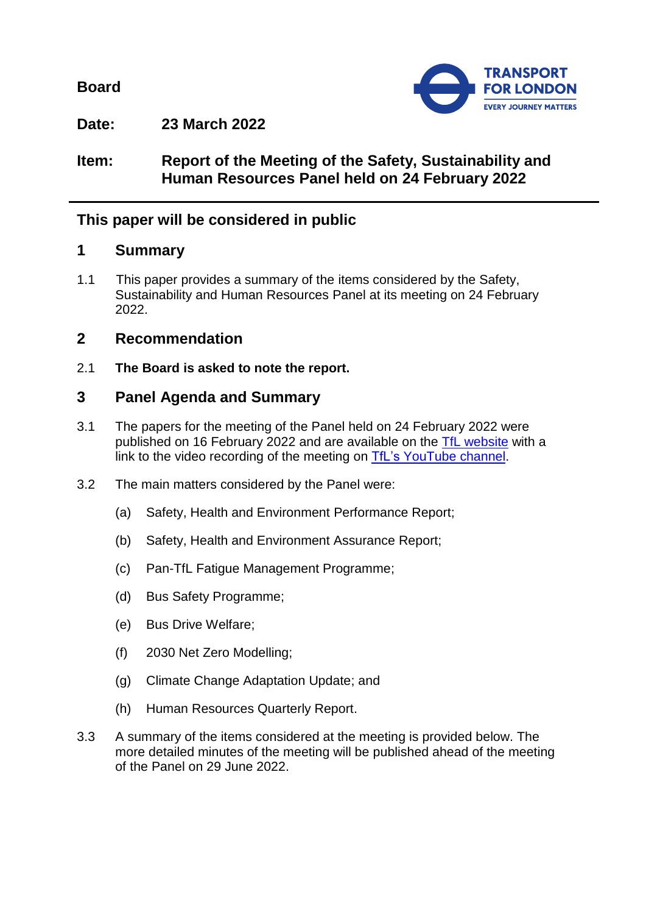**Board**

**Date:** **23 March 2022**

**Item:** **Report of the Meeting of the Safety, Sustainability and Human Resources Panel held on 24 February 2022**

## This paper will be considered in public

## 1 Summary

1.1 This paper provides a summary of the items considered by the Safety, Sustainability and Human Resources Panel at its meeting on 24 February 2022.

## 2 Recommendation

2.1 **The Board is asked to note the report.**

## 3 Panel Agenda and Summary

3.1 The papers for the meeting of the Panel held on 24 February 2022 were published on 16 February 2022 and are available on the TfL website with a link to the video recording of the meeting on TfL's YouTube channel.

3.2 The main matters considered by the Panel were:

(a) Safety, Health and Environment Performance Report;

(b) Safety, Health and Environment Assurance Report;

(c) Pan-TfL Fatigue Management Programme;

(d) Bus Safety Programme;

(e) Bus Drive Welfare;

(f) 2030 Net Zero Modelling;

(g) Climate Change Adaptation Update; and

(h) Human Resources Quarterly Report.

3.3 A summary of the items considered at the meeting is provided below. The more detailed minutes of the meeting will be published ahead of the meeting of the Panel on 29 June 2022.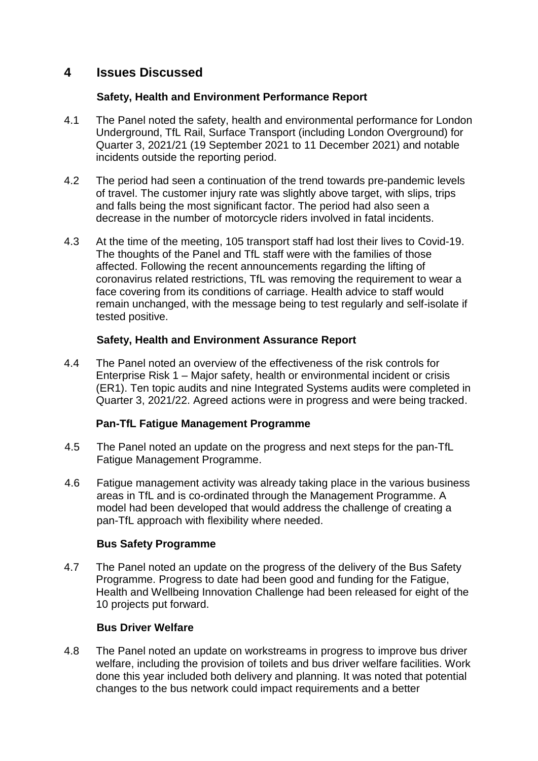## 4 Issues Discussed

### Safety, Health and Environment Performance Report

4.1 The Panel noted the safety, health and environmental performance for London Underground, TfL Rail, Surface Transport (including London Overground) for Quarter 3, 2021/21 (19 September 2021 to 11 December 2021) and notable incidents outside the reporting period.

4.2 The period had seen a continuation of the trend towards pre-pandemic levels of travel. The customer injury rate was slightly above target, with slips, trips and falls being the most significant factor. The period had also seen a decrease in the number of motorcycle riders involved in fatal incidents.

4.3 At the time of the meeting, 105 transport staff had lost their lives to Covid-19. The thoughts of the Panel and TfL staff were with the families of those affected. Following the recent announcements regarding the lifting of coronavirus related restrictions, TfL was removing the requirement to wear a face covering from its conditions of carriage. Health advice to staff would remain unchanged, with the message being to test regularly and self-isolate if tested positive.

### Safety, Health and Environment Assurance Report

4.4 The Panel noted an overview of the effectiveness of the risk controls for Enterprise Risk 1 – Major safety, health or environmental incident or crisis (ER1). Ten topic audits and nine Integrated Systems audits were completed in Quarter 3, 2021/22. Agreed actions were in progress and were being tracked.

### Pan-TfL Fatigue Management Programme

4.5 The Panel noted an update on the progress and next steps for the pan-TfL Fatigue Management Programme.

4.6 Fatigue management activity was already taking place in the various business areas in TfL and is co-ordinated through the Management Programme. A model had been developed that would address the challenge of creating a pan-TfL approach with flexibility where needed.

### Bus Safety Programme

4.7 The Panel noted an update on the progress of the delivery of the Bus Safety Programme. Progress to date had been good and funding for the Fatigue, Health and Wellbeing Innovation Challenge had been released for eight of the 10 projects put forward.

### Bus Driver Welfare

4.8 The Panel noted an update on workstreams in progress to improve bus driver welfare, including the provision of toilets and bus driver welfare facilities. Work done this year included both delivery and planning. It was noted that potential changes to the bus network could impact requirements and a better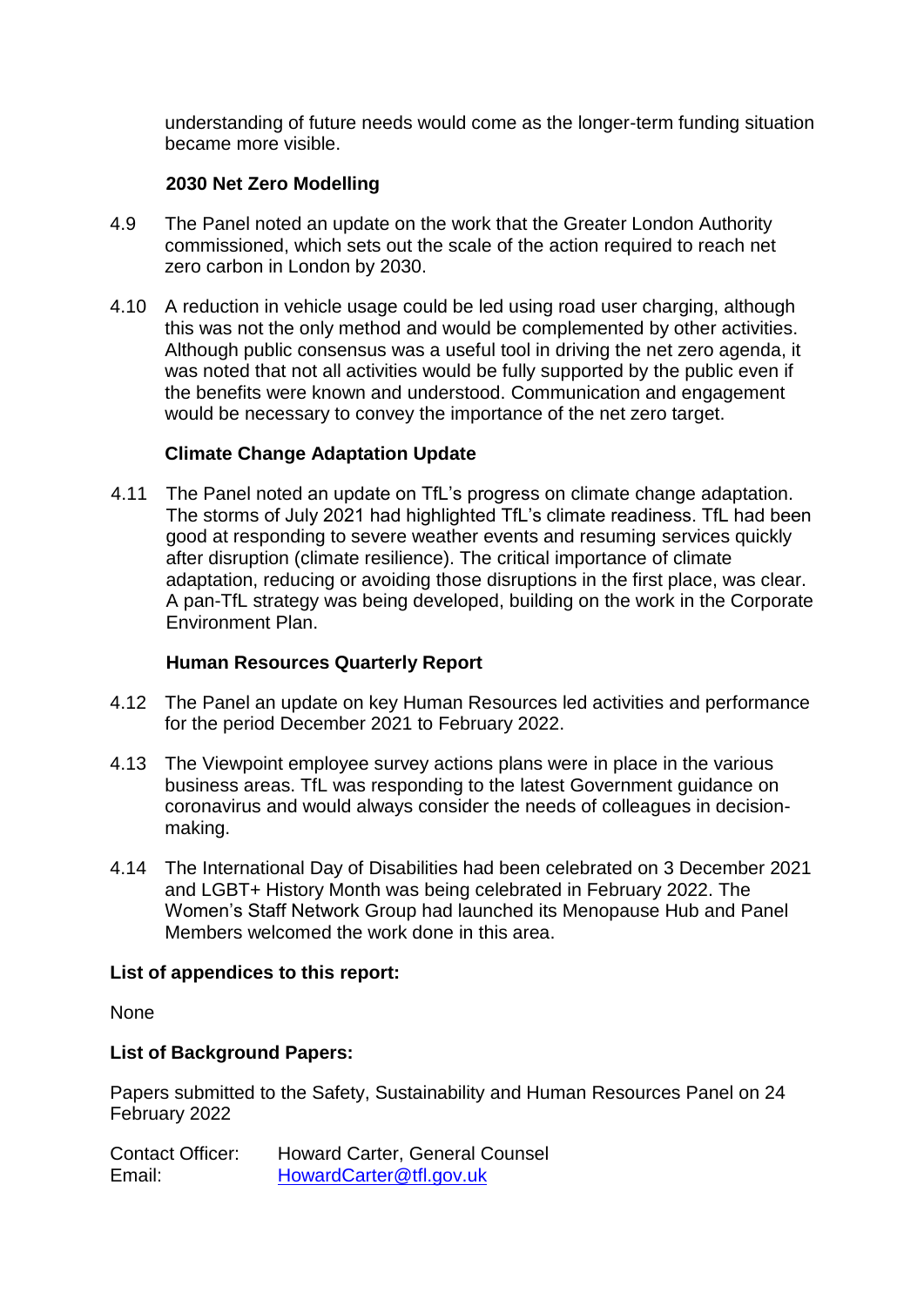understanding of future needs would come as the longer-term funding situation became more visible.

### 2030 Net Zero Modelling

4.9 The Panel noted an update on the work that the Greater London Authority commissioned, which sets out the scale of the action required to reach net zero carbon in London by 2030.

4.10 A reduction in vehicle usage could be led using road user charging, although this was not the only method and would be complemented by other activities. Although public consensus was a useful tool in driving the net zero agenda, it was noted that not all activities would be fully supported by the public even if the benefits were known and understood. Communication and engagement would be necessary to convey the importance of the net zero target.

### Climate Change Adaptation Update

4.11 The Panel noted an update on TfL's progress on climate change adaptation. The storms of July 2021 had highlighted TfL's climate readiness. TfL had been good at responding to severe weather events and resuming services quickly after disruption (climate resilience). The critical importance of climate adaptation, reducing or avoiding those disruptions in the first place, was clear. A pan-TfL strategy was being developed, building on the work in the Corporate Environment Plan.

### Human Resources Quarterly Report

4.12 The Panel an update on key Human Resources led activities and performance for the period December 2021 to February 2022.

4.13 The Viewpoint employee survey actions plans were in place in the various business areas. TfL was responding to the latest Government guidance on coronavirus and would always consider the needs of colleagues in decision-making.

4.14 The International Day of Disabilities had been celebrated on 3 December 2021 and LGBT+ History Month was being celebrated in February 2022. The Women's Staff Network Group had launched its Menopause Hub and Panel Members welcomed the work done in this area.

**List of appendices to this report:**

None

**List of Background Papers:**

Papers submitted to the Safety, Sustainability and Human Resources Panel on 24 February 2022

Contact Officer: Howard Carter, General Counsel
Email: HowardCarter@tfl.gov.uk